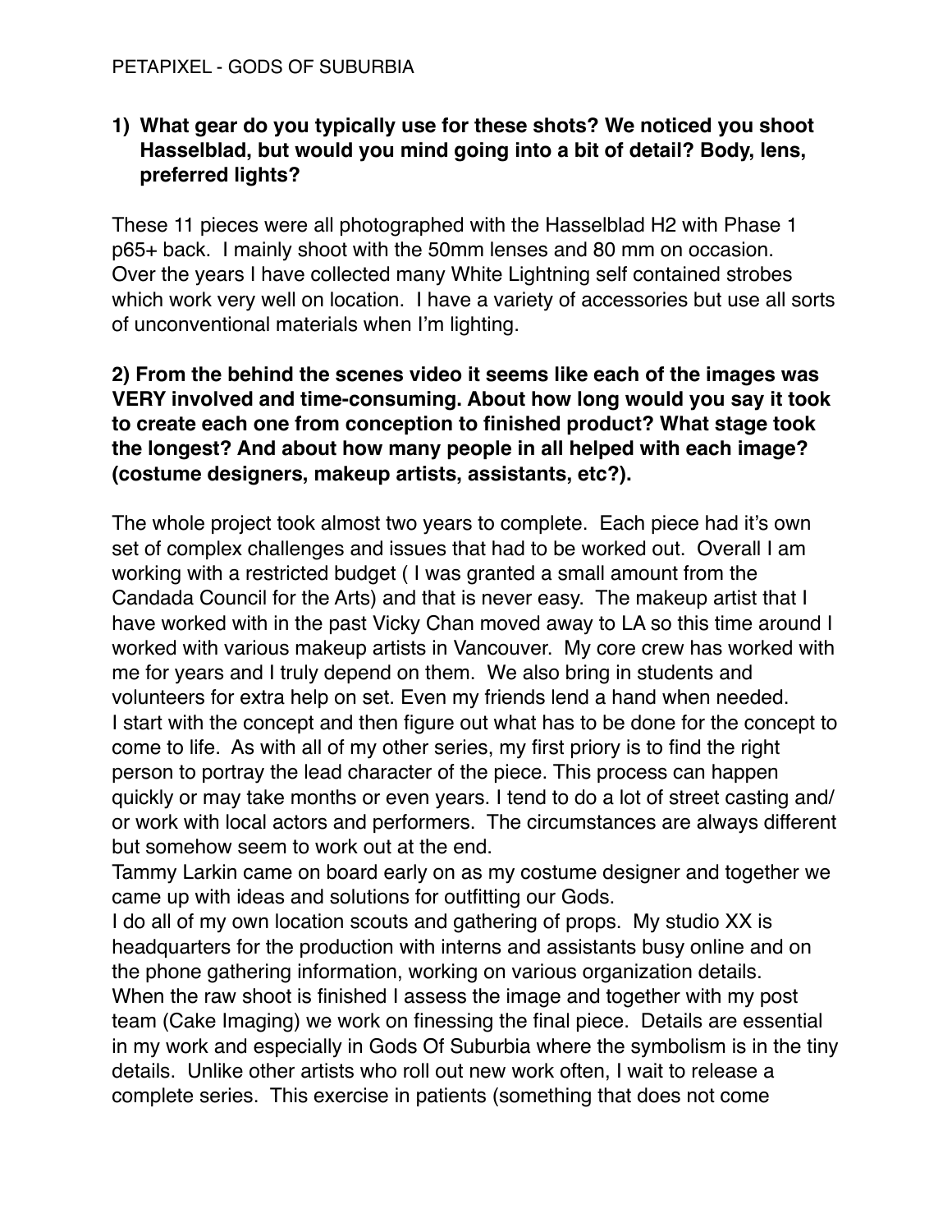PETAPIXEL - GODS OF SUBURBIA

**1) What gear do you typically use for these shots? We noticed you shoot Hasselblad, but would you mind going into a bit of detail? Body, lens, preferred lights?**

These 11 pieces were all photographed with the Hasselblad H2 with Phase 1 p65+ back. I mainly shoot with the 50mm lenses and 80 mm on occasion. Over the years I have collected many White Lightning self contained strobes which work very well on location. I have a variety of accessories but use all sorts of unconventional materials when I'm lighting.

**2) From the behind the scenes video it seems like each of the images was VERY involved and time-consuming. About how long would you say it took to create each one from conception to finished product? What stage took the longest? And about how many people in all helped with each image? (costume designers, makeup artists, assistants, etc?).**

The whole project took almost two years to complete. Each piece had it's own set of complex challenges and issues that had to be worked out. Overall I am working with a restricted budget ( I was granted a small amount from the Candada Council for the Arts) and that is never easy. The makeup artist that I have worked with in the past Vicky Chan moved away to LA so this time around I worked with various makeup artists in Vancouver. My core crew has worked with me for years and I truly depend on them. We also bring in students and volunteers for extra help on set. Even my friends lend a hand when needed.
I start with the concept and then figure out what has to be done for the concept to come to life. As with all of my other series, my first priory is to find the right person to portray the lead character of the piece. This process can happen quickly or may take months or even years. I tend to do a lot of street casting and/or work with local actors and performers. The circumstances are always different but somehow seem to work out at the end.
Tammy Larkin came on board early on as my costume designer and together we came up with ideas and solutions for outfitting our Gods.
I do all of my own location scouts and gathering of props. My studio XX is headquarters for the production with interns and assistants busy online and on the phone gathering information, working on various organization details.
When the raw shoot is finished I assess the image and together with my post team (Cake Imaging) we work on finessing the final piece. Details are essential in my work and especially in Gods Of Suburbia where the symbolism is in the tiny details. Unlike other artists who roll out new work often, I wait to release a complete series. This exercise in patients (something that does not come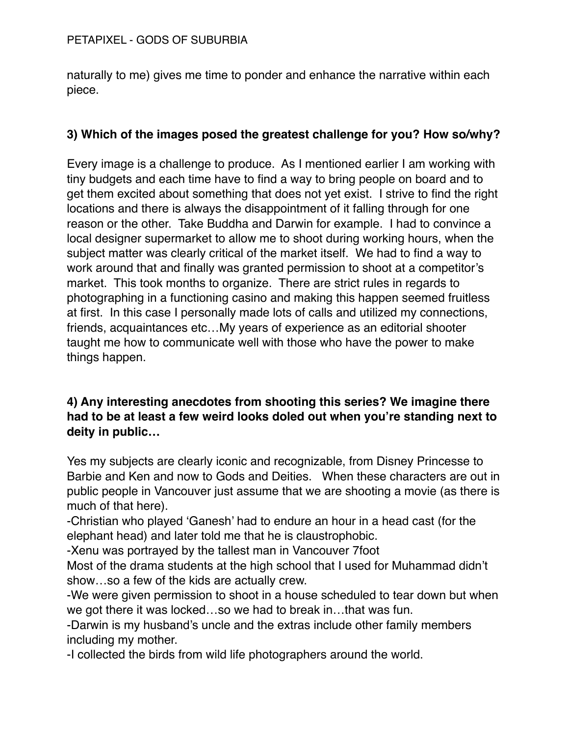naturally to me) gives me time to ponder and enhance the narrative within each piece.

**3) Which of the images posed the greatest challenge for you? How so/why?**

Every image is a challenge to produce. As I mentioned earlier I am working with tiny budgets and each time have to find a way to bring people on board and to get them excited about something that does not yet exist. I strive to find the right locations and there is always the disappointment of it falling through for one reason or the other. Take Buddha and Darwin for example. I had to convince a local designer supermarket to allow me to shoot during working hours, when the subject matter was clearly critical of the market itself. We had to find a way to work around that and finally was granted permission to shoot at a competitor's market. This took months to organize. There are strict rules in regards to photographing in a functioning casino and making this happen seemed fruitless at first. In this case I personally made lots of calls and utilized my connections, friends, acquaintances etc…My years of experience as an editorial shooter taught me how to communicate well with those who have the power to make things happen.

**4) Any interesting anecdotes from shooting this series? We imagine there had to be at least a few weird looks doled out when you're standing next to deity in public…**

Yes my subjects are clearly iconic and recognizable, from Disney Princesse to Barbie and Ken and now to Gods and Deities. When these characters are out in public people in Vancouver just assume that we are shooting a movie (as there is much of that here).

-Christian who played 'Ganesh' had to endure an hour in a head cast (for the elephant head) and later told me that he is claustrophobic.

-Xenu was portrayed by the tallest man in Vancouver 7foot

Most of the drama students at the high school that I used for Muhammad didn't show…so a few of the kids are actually crew.

-We were given permission to shoot in a house scheduled to tear down but when we got there it was locked…so we had to break in…that was fun.

-Darwin is my husband's uncle and the extras include other family members including my mother.

-I collected the birds from wild life photographers around the world.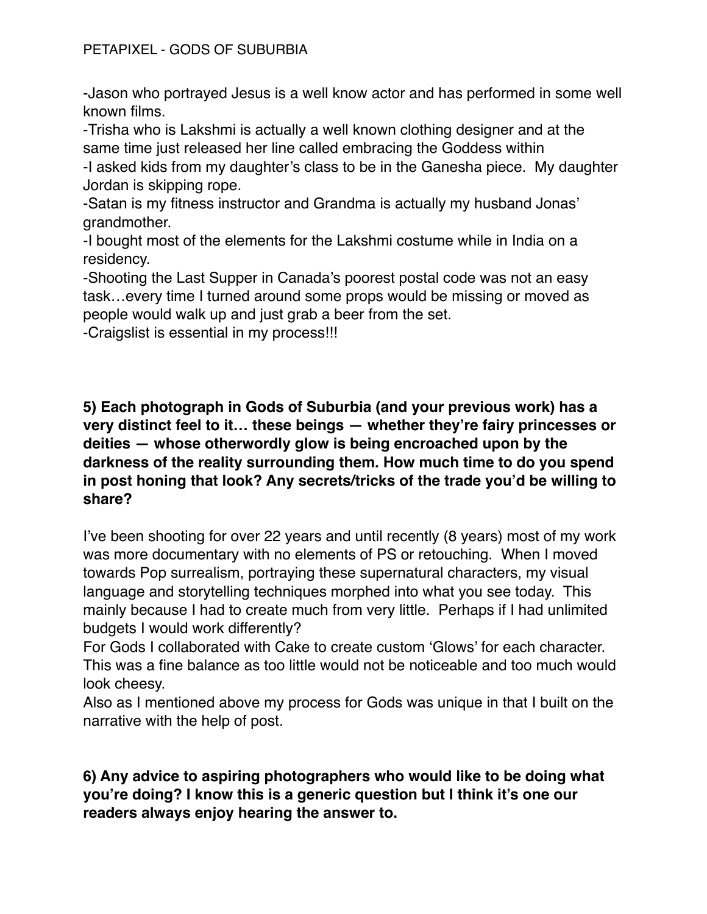-Jason who portrayed Jesus is a well know actor and has performed in some well known films.
-Trisha who is Lakshmi is actually a well known clothing designer and at the same time just released her line called embracing the Goddess within
-I asked kids from my daughter's class to be in the Ganesha piece. My daughter Jordan is skipping rope.
-Satan is my fitness instructor and Grandma is actually my husband Jonas' grandmother.
-I bought most of the elements for the Lakshmi costume while in India on a residency.
-Shooting the Last Supper in Canada's poorest postal code was not an easy task…every time I turned around some props would be missing or moved as people would walk up and just grab a beer from the set.
-Craigslist is essential in my process!!!

**5) Each photograph in Gods of Suburbia (and your previous work) has a very distinct feel to it… these beings — whether they're fairy princesses or deities — whose otherwordly glow is being encroached upon by the darkness of the reality surrounding them. How much time to do you spend in post honing that look? Any secrets/tricks of the trade you'd be willing to share?**

I've been shooting for over 22 years and until recently (8 years) most of my work was more documentary with no elements of PS or retouching. When I moved towards Pop surrealism, portraying these supernatural characters, my visual language and storytelling techniques morphed into what you see today. This mainly because I had to create much from very little. Perhaps if I had unlimited budgets I would work differently?
For Gods I collaborated with Cake to create custom 'Glows' for each character. This was a fine balance as too little would not be noticeable and too much would look cheesy.
Also as I mentioned above my process for Gods was unique in that I built on the narrative with the help of post.

**6) Any advice to aspiring photographers who would like to be doing what you're doing? I know this is a generic question but I think it's one our readers always enjoy hearing the answer to.**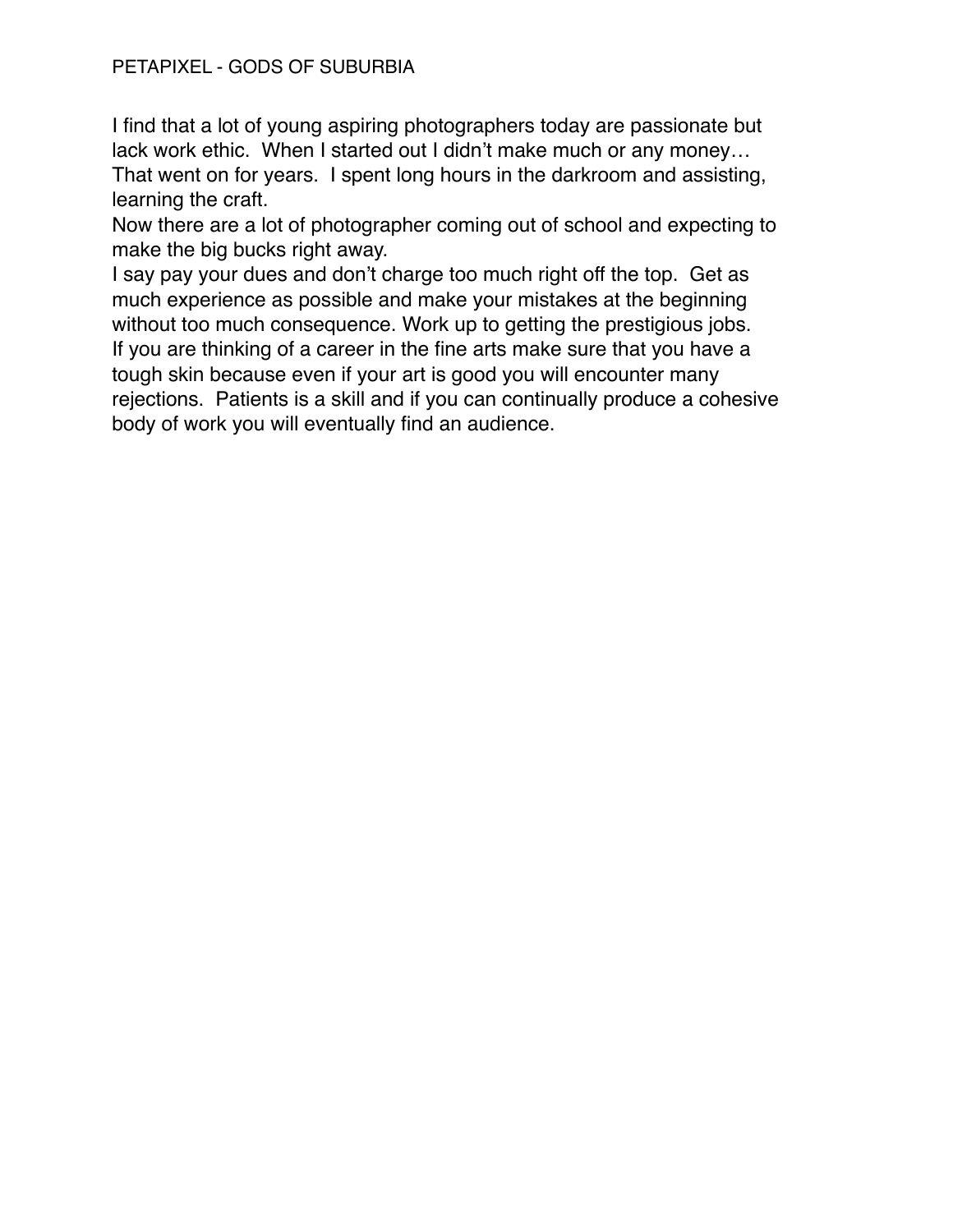PETAPIXEL - GODS OF SUBURBIA

I find that a lot of young aspiring photographers today are passionate but lack work ethic.  When I started out I didn't make much or any money… That went on for years.  I spent long hours in the darkroom and assisting, learning the craft.

Now there are a lot of photographer coming out of school and expecting to make the big bucks right away.

I say pay your dues and don't charge too much right off the top.  Get as much experience as possible and make your mistakes at the beginning without too much consequence. Work up to getting the prestigious jobs.

If you are thinking of a career in the fine arts make sure that you have a tough skin because even if your art is good you will encounter many rejections.  Patients is a skill and if you can continually produce a cohesive body of work you will eventually find an audience.